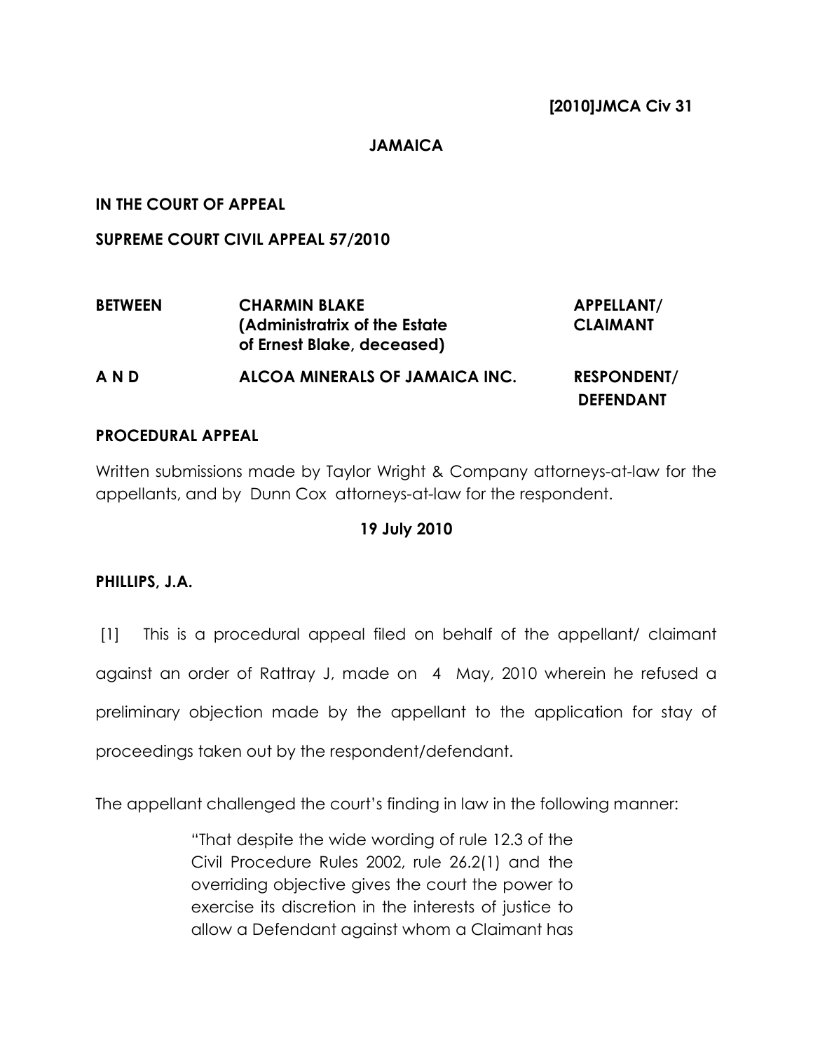**[2010]JMCA Civ 31**

**JAMAICA**

**IN THE COURT OF APPEAL**

**SUPREME COURT CIVIL APPEAL 57/2010**

| | | |
|---|---|---|
| **BETWEEN** | **CHARMIN BLAKE (Administratrix of the Estate of Ernest Blake, deceased)** | **APPELLANT/ CLAIMANT** |
| **A N D** | **ALCOA MINERALS OF JAMAICA INC.** | **RESPONDENT/ DEFENDANT** |

**PROCEDURAL APPEAL**

Written submissions made by Taylor Wright & Company attorneys-at-law for the appellants, and by Dunn Cox attorneys-at-law for the respondent.

**19 July 2010**

**PHILLIPS, J.A.**

[1] This is a procedural appeal filed on behalf of the appellant/ claimant against an order of Rattray J, made on 4 May, 2010 wherein he refused a preliminary objection made by the appellant to the application for stay of proceedings taken out by the respondent/defendant.

The appellant challenged the court's finding in law in the following manner:

> "That despite the wide wording of rule 12.3 of the Civil Procedure Rules 2002, rule 26.2(1) and the overriding objective gives the court the power to exercise its discretion in the interests of justice to allow a Defendant against whom a Claimant has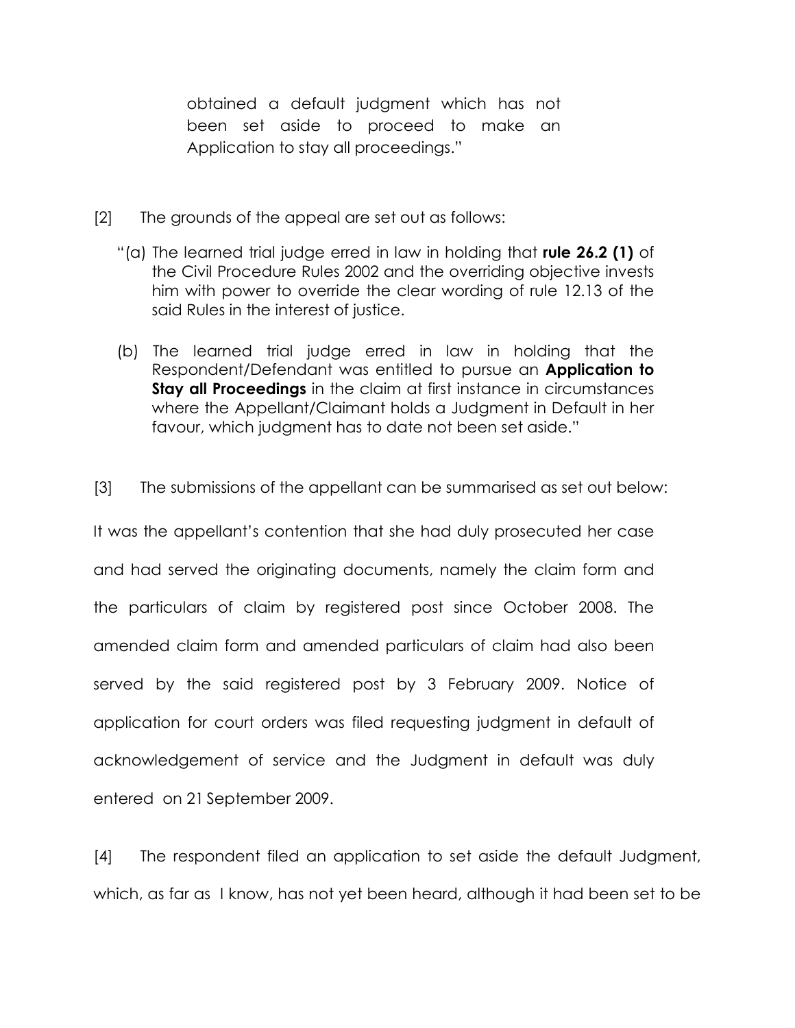obtained a default judgment which has not been set aside to proceed to make an Application to stay all proceedings."

[2] The grounds of the appeal are set out as follows:

"(a) The learned trial judge erred in law in holding that **rule 26.2 (1)** of the Civil Procedure Rules 2002 and the overriding objective invests him with power to override the clear wording of rule 12.13 of the said Rules in the interest of justice.

(b) The learned trial judge erred in law in holding that the Respondent/Defendant was entitled to pursue an **Application to Stay all Proceedings** in the claim at first instance in circumstances where the Appellant/Claimant holds a Judgment in Default in her favour, which judgment has to date not been set aside."

[3] The submissions of the appellant can be summarised as set out below:

It was the appellant's contention that she had duly prosecuted her case and had served the originating documents, namely the claim form and the particulars of claim by registered post since October 2008. The amended claim form and amended particulars of claim had also been served by the said registered post by 3 February 2009. Notice of application for court orders was filed requesting judgment in default of acknowledgement of service and the Judgment in default was duly entered on 21 September 2009.

[4] The respondent filed an application to set aside the default Judgment, which, as far as I know, has not yet been heard, although it had been set to be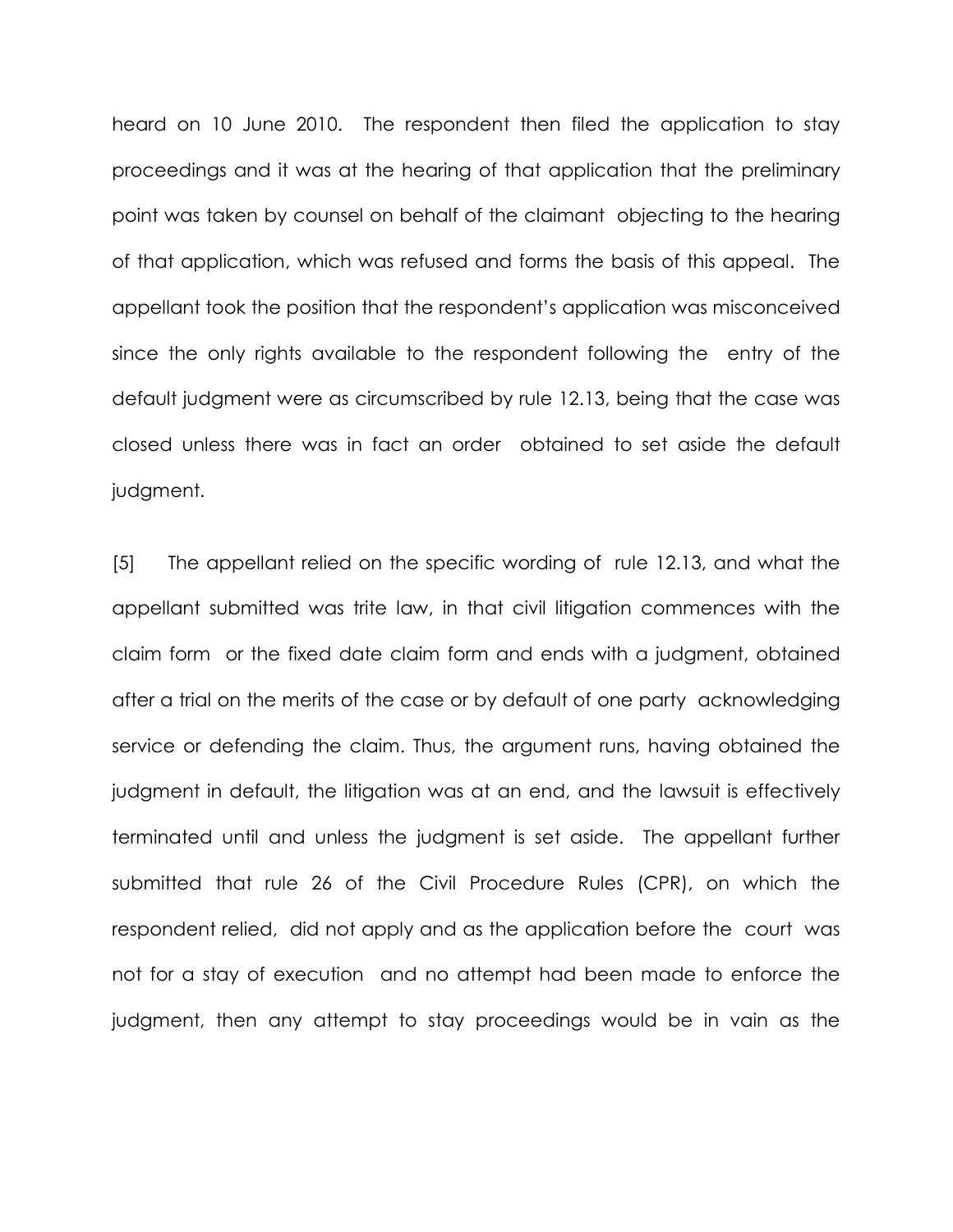heard on 10 June 2010. The respondent then filed the application to stay proceedings and it was at the hearing of that application that the preliminary point was taken by counsel on behalf of the claimant objecting to the hearing of that application, which was refused and forms the basis of this appeal. The appellant took the position that the respondent's application was misconceived since the only rights available to the respondent following the entry of the default judgment were as circumscribed by rule 12.13, being that the case was closed unless there was in fact an order obtained to set aside the default judgment.

[5] The appellant relied on the specific wording of rule 12.13, and what the appellant submitted was trite law, in that civil litigation commences with the claim form or the fixed date claim form and ends with a judgment, obtained after a trial on the merits of the case or by default of one party acknowledging service or defending the claim. Thus, the argument runs, having obtained the judgment in default, the litigation was at an end, and the lawsuit is effectively terminated until and unless the judgment is set aside. The appellant further submitted that rule 26 of the Civil Procedure Rules (CPR), on which the respondent relied, did not apply and as the application before the court was not for a stay of execution and no attempt had been made to enforce the judgment, then any attempt to stay proceedings would be in vain as the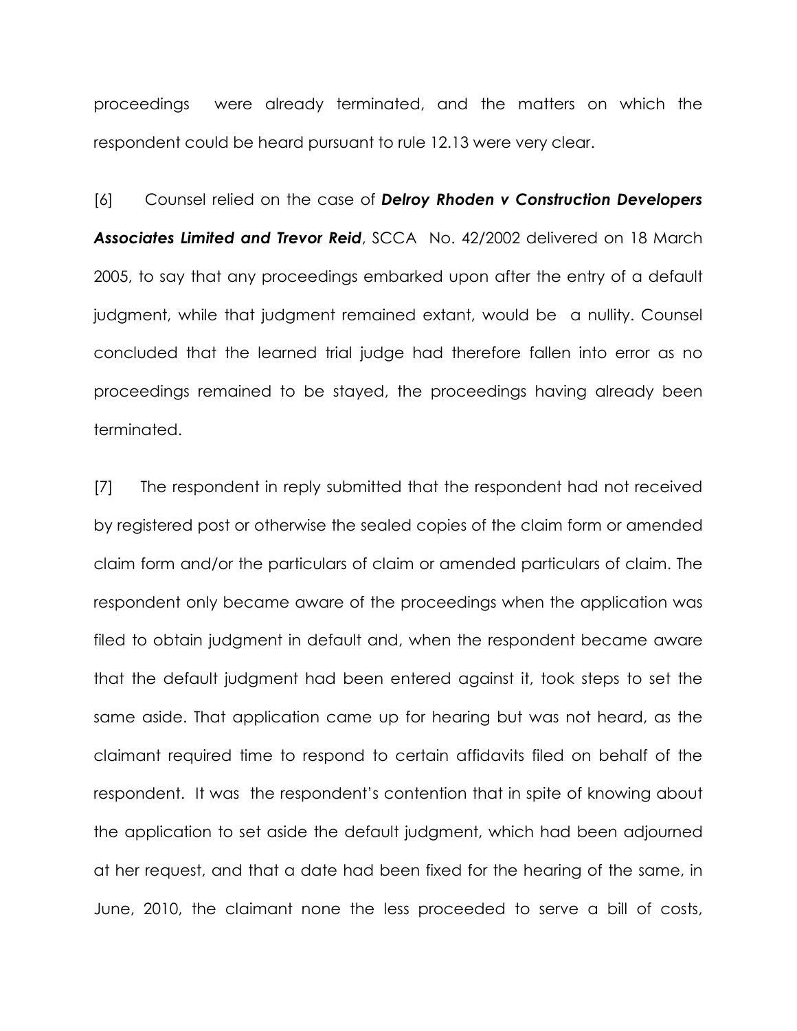proceedings were already terminated, and the matters on which the respondent could be heard pursuant to rule 12.13 were very clear.

[6] Counsel relied on the case of ***Delroy Rhoden v Construction Developers Associates Limited and Trevor Reid***, SCCA No. 42/2002 delivered on 18 March 2005, to say that any proceedings embarked upon after the entry of a default judgment, while that judgment remained extant, would be a nullity. Counsel concluded that the learned trial judge had therefore fallen into error as no proceedings remained to be stayed, the proceedings having already been terminated.

[7] The respondent in reply submitted that the respondent had not received by registered post or otherwise the sealed copies of the claim form or amended claim form and/or the particulars of claim or amended particulars of claim. The respondent only became aware of the proceedings when the application was filed to obtain judgment in default and, when the respondent became aware that the default judgment had been entered against it, took steps to set the same aside. That application came up for hearing but was not heard, as the claimant required time to respond to certain affidavits filed on behalf of the respondent. It was the respondent's contention that in spite of knowing about the application to set aside the default judgment, which had been adjourned at her request, and that a date had been fixed for the hearing of the same, in June, 2010, the claimant none the less proceeded to serve a bill of costs,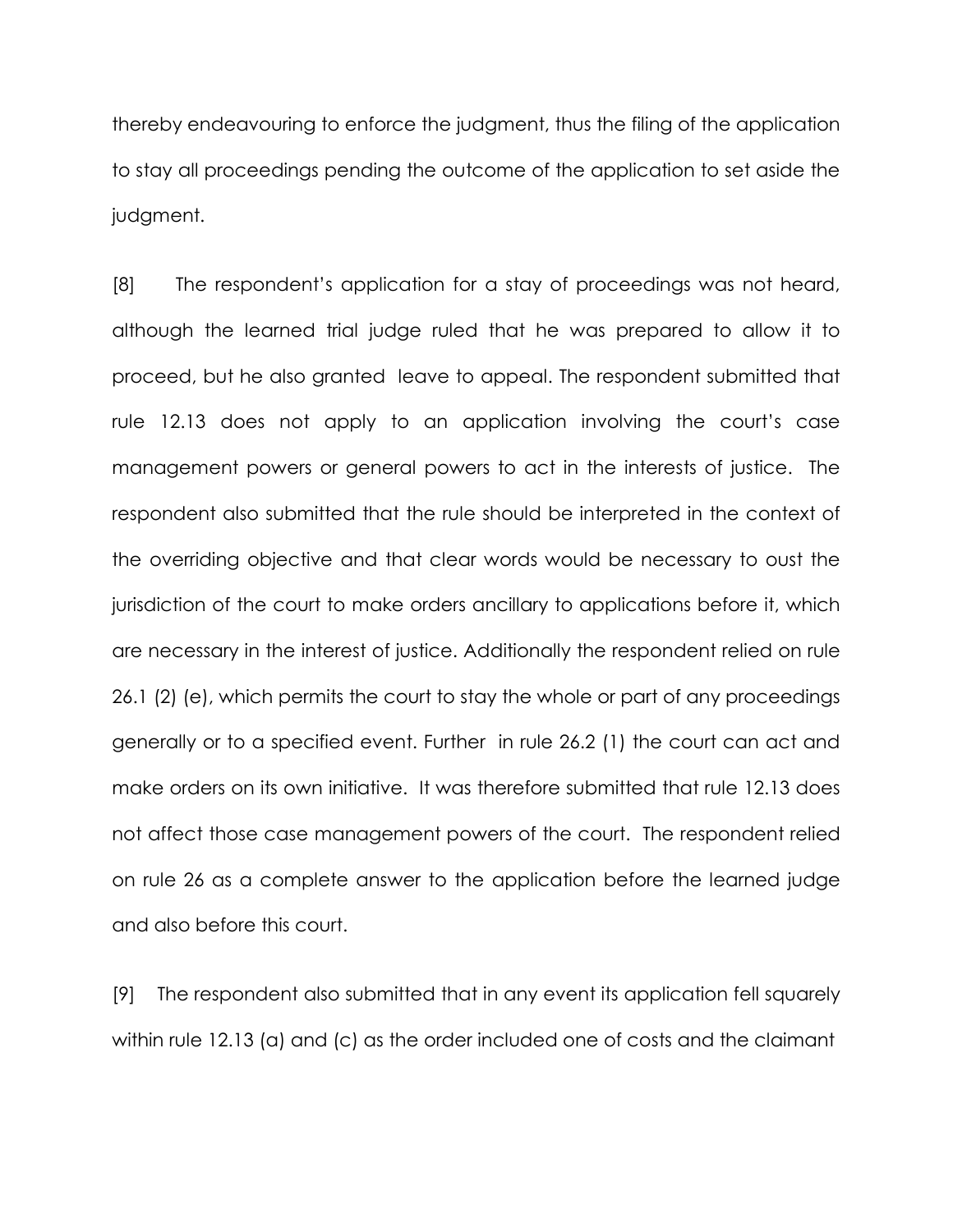thereby endeavouring to enforce the judgment, thus the filing of the application to stay all proceedings pending the outcome of the application to set aside the judgment.

[8] The respondent's application for a stay of proceedings was not heard, although the learned trial judge ruled that he was prepared to allow it to proceed, but he also granted leave to appeal. The respondent submitted that rule 12.13 does not apply to an application involving the court's case management powers or general powers to act in the interests of justice. The respondent also submitted that the rule should be interpreted in the context of the overriding objective and that clear words would be necessary to oust the jurisdiction of the court to make orders ancillary to applications before it, which are necessary in the interest of justice. Additionally the respondent relied on rule 26.1 (2) (e), which permits the court to stay the whole or part of any proceedings generally or to a specified event. Further in rule 26.2 (1) the court can act and make orders on its own initiative. It was therefore submitted that rule 12.13 does not affect those case management powers of the court. The respondent relied on rule 26 as a complete answer to the application before the learned judge and also before this court.

[9] The respondent also submitted that in any event its application fell squarely within rule 12.13 (a) and (c) as the order included one of costs and the claimant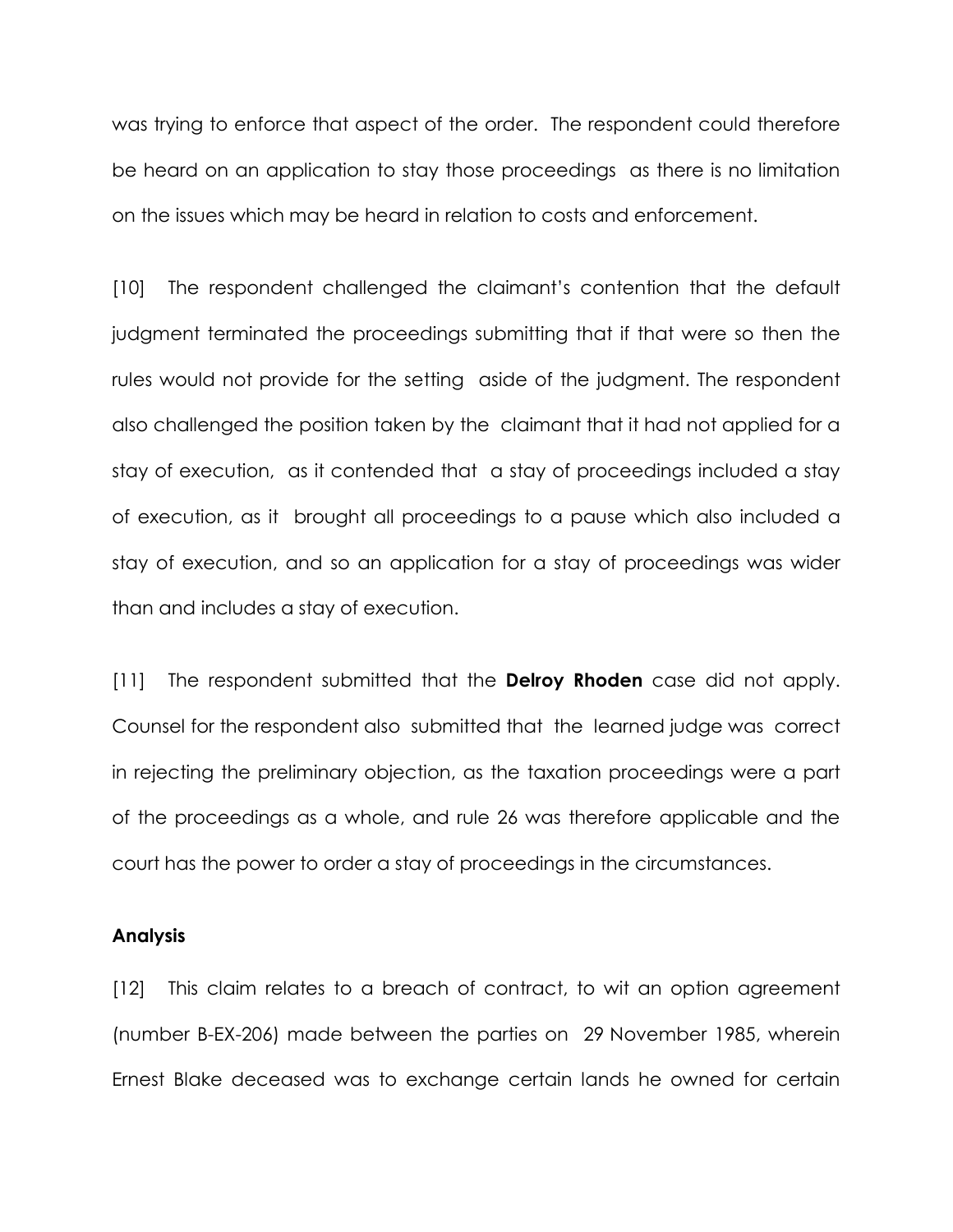was trying to enforce that aspect of the order. The respondent could therefore be heard on an application to stay those proceedings as there is no limitation on the issues which may be heard in relation to costs and enforcement.

[10] The respondent challenged the claimant's contention that the default judgment terminated the proceedings submitting that if that were so then the rules would not provide for the setting aside of the judgment. The respondent also challenged the position taken by the claimant that it had not applied for a stay of execution, as it contended that a stay of proceedings included a stay of execution, as it brought all proceedings to a pause which also included a stay of execution, and so an application for a stay of proceedings was wider than and includes a stay of execution.

[11] The respondent submitted that the **Delroy Rhoden** case did not apply. Counsel for the respondent also submitted that the learned judge was correct in rejecting the preliminary objection, as the taxation proceedings were a part of the proceedings as a whole, and rule 26 was therefore applicable and the court has the power to order a stay of proceedings in the circumstances.

**Analysis**

[12] This claim relates to a breach of contract, to wit an option agreement (number B-EX-206) made between the parties on 29 November 1985, wherein Ernest Blake deceased was to exchange certain lands he owned for certain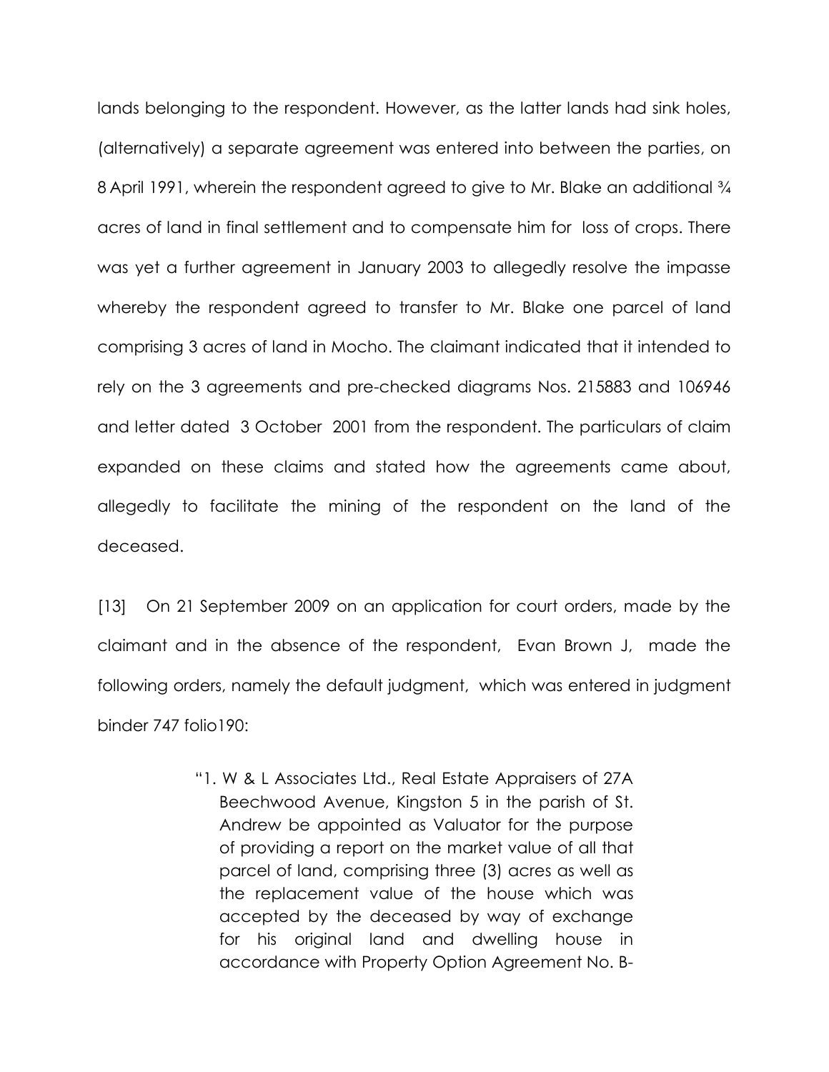lands belonging to the respondent. However, as the latter lands had sink holes, (alternatively) a separate agreement was entered into between the parties, on 8 April 1991, wherein the respondent agreed to give to Mr. Blake an additional ¾ acres of land in final settlement and to compensate him for loss of crops. There was yet a further agreement in January 2003 to allegedly resolve the impasse whereby the respondent agreed to transfer to Mr. Blake one parcel of land comprising 3 acres of land in Mocho. The claimant indicated that it intended to rely on the 3 agreements and pre-checked diagrams Nos. 215883 and 106946 and letter dated 3 October 2001 from the respondent. The particulars of claim expanded on these claims and stated how the agreements came about, allegedly to facilitate the mining of the respondent on the land of the deceased.

[13] On 21 September 2009 on an application for court orders, made by the claimant and in the absence of the respondent, Evan Brown J, made the following orders, namely the default judgment, which was entered in judgment binder 747 folio190:

> "1. W & L Associates Ltd., Real Estate Appraisers of 27A Beechwood Avenue, Kingston 5 in the parish of St. Andrew be appointed as Valuator for the purpose of providing a report on the market value of all that parcel of land, comprising three (3) acres as well as the replacement value of the house which was accepted by the deceased by way of exchange for his original land and dwelling house in accordance with Property Option Agreement No. B-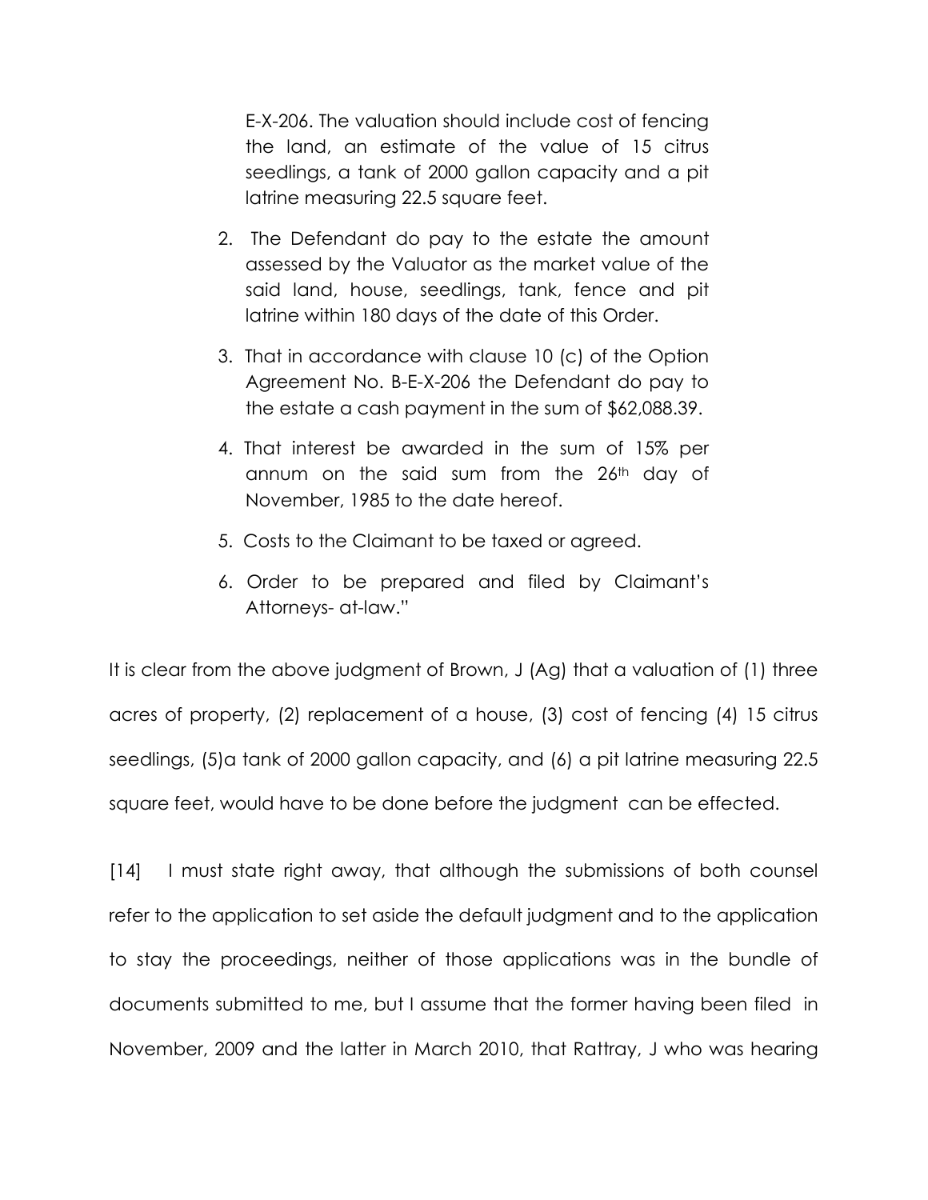E-X-206. The valuation should include cost of fencing the land, an estimate of the value of 15 citrus seedlings, a tank of 2000 gallon capacity and a pit latrine measuring 22.5 square feet.

2. The Defendant do pay to the estate the amount assessed by the Valuator as the market value of the said land, house, seedlings, tank, fence and pit latrine within 180 days of the date of this Order.

3. That in accordance with clause 10 (c) of the Option Agreement No. B-E-X-206 the Defendant do pay to the estate a cash payment in the sum of $62,088.39.

4. That interest be awarded in the sum of 15% per annum on the said sum from the 26th day of November, 1985 to the date hereof.

5. Costs to the Claimant to be taxed or agreed.

6. Order to be prepared and filed by Claimant's Attorneys- at-law."

It is clear from the above judgment of Brown, J (Ag) that a valuation of (1) three acres of property, (2) replacement of a house, (3) cost of fencing (4) 15 citrus seedlings, (5)a tank of 2000 gallon capacity, and (6) a pit latrine measuring 22.5 square feet, would have to be done before the judgment can be effected.

[14] I must state right away, that although the submissions of both counsel refer to the application to set aside the default judgment and to the application to stay the proceedings, neither of those applications was in the bundle of documents submitted to me, but I assume that the former having been filed in November, 2009 and the latter in March 2010, that Rattray, J who was hearing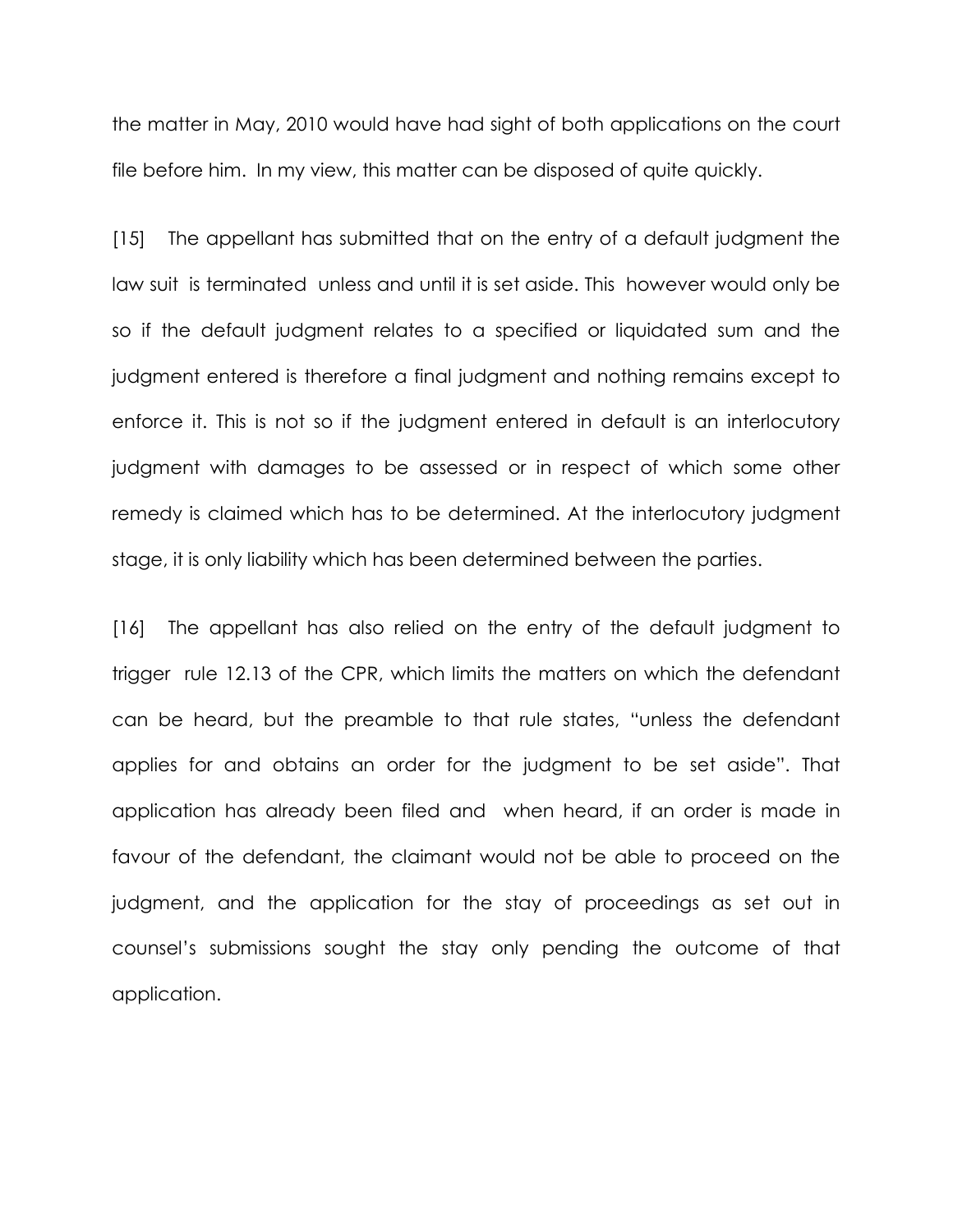the matter in May, 2010 would have had sight of both applications on the court file before him. In my view, this matter can be disposed of quite quickly.

[15] The appellant has submitted that on the entry of a default judgment the law suit is terminated unless and until it is set aside. This however would only be so if the default judgment relates to a specified or liquidated sum and the judgment entered is therefore a final judgment and nothing remains except to enforce it. This is not so if the judgment entered in default is an interlocutory judgment with damages to be assessed or in respect of which some other remedy is claimed which has to be determined. At the interlocutory judgment stage, it is only liability which has been determined between the parties.

[16] The appellant has also relied on the entry of the default judgment to trigger rule 12.13 of the CPR, which limits the matters on which the defendant can be heard, but the preamble to that rule states, "unless the defendant applies for and obtains an order for the judgment to be set aside". That application has already been filed and when heard, if an order is made in favour of the defendant, the claimant would not be able to proceed on the judgment, and the application for the stay of proceedings as set out in counsel's submissions sought the stay only pending the outcome of that application.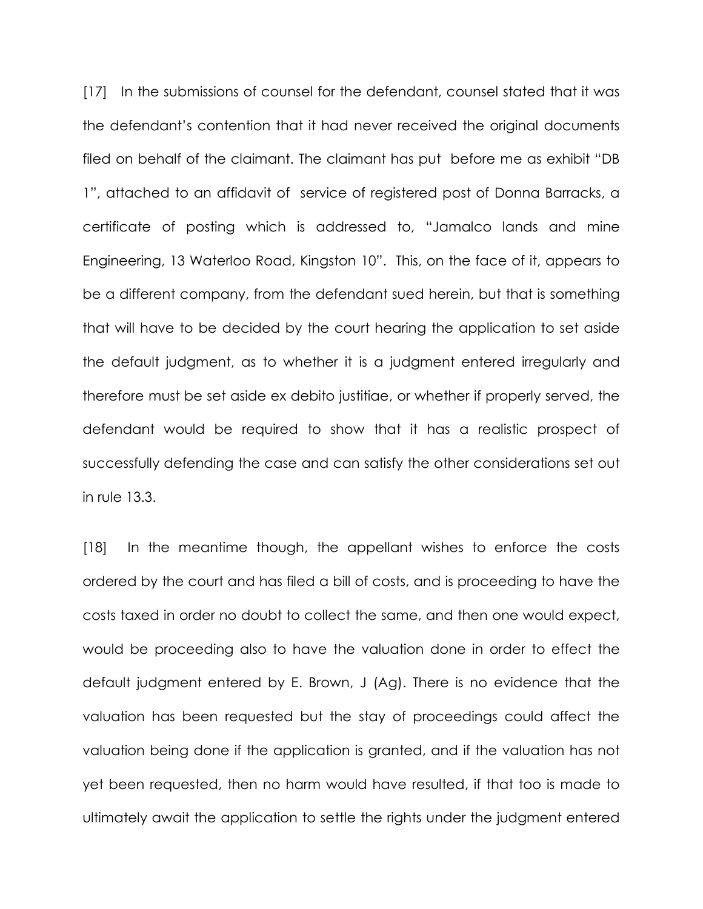[17] In the submissions of counsel for the defendant, counsel stated that it was the defendant's contention that it had never received the original documents filed on behalf of the claimant. The claimant has put before me as exhibit "DB 1", attached to an affidavit of service of registered post of Donna Barracks, a certificate of posting which is addressed to, "Jamalco lands and mine Engineering, 13 Waterloo Road, Kingston 10". This, on the face of it, appears to be a different company, from the defendant sued herein, but that is something that will have to be decided by the court hearing the application to set aside the default judgment, as to whether it is a judgment entered irregularly and therefore must be set aside ex debito justitiae, or whether if properly served, the defendant would be required to show that it has a realistic prospect of successfully defending the case and can satisfy the other considerations set out in rule 13.3.

[18] In the meantime though, the appellant wishes to enforce the costs ordered by the court and has filed a bill of costs, and is proceeding to have the costs taxed in order no doubt to collect the same, and then one would expect, would be proceeding also to have the valuation done in order to effect the default judgment entered by E. Brown, J (Ag). There is no evidence that the valuation has been requested but the stay of proceedings could affect the valuation being done if the application is granted, and if the valuation has not yet been requested, then no harm would have resulted, if that too is made to ultimately await the application to settle the rights under the judgment entered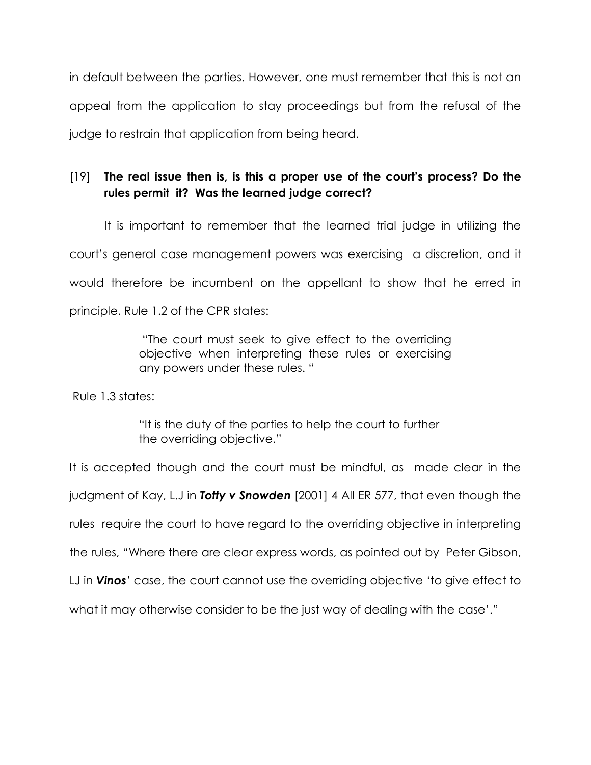in default between the parties. However, one must remember that this is not an appeal from the application to stay proceedings but from the refusal of the judge to restrain that application from being heard.

[19] **The real issue then is, is this a proper use of the court's process? Do the rules permit it? Was the learned judge correct?**

It is important to remember that the learned trial judge in utilizing the court's general case management powers was exercising a discretion, and it would therefore be incumbent on the appellant to show that he erred in principle. Rule 1.2 of the CPR states:

> "The court must seek to give effect to the overriding objective when interpreting these rules or exercising any powers under these rules. "

Rule 1.3 states:

> "It is the duty of the parties to help the court to further the overriding objective."

It is accepted though and the court must be mindful, as made clear in the judgment of Kay, L.J in ***Totty v Snowden*** [2001] 4 All ER 577, that even though the rules require the court to have regard to the overriding objective in interpreting the rules, "Where there are clear express words, as pointed out by Peter Gibson, LJ in ***Vinos***' case, the court cannot use the overriding objective 'to give effect to what it may otherwise consider to be the just way of dealing with the case'."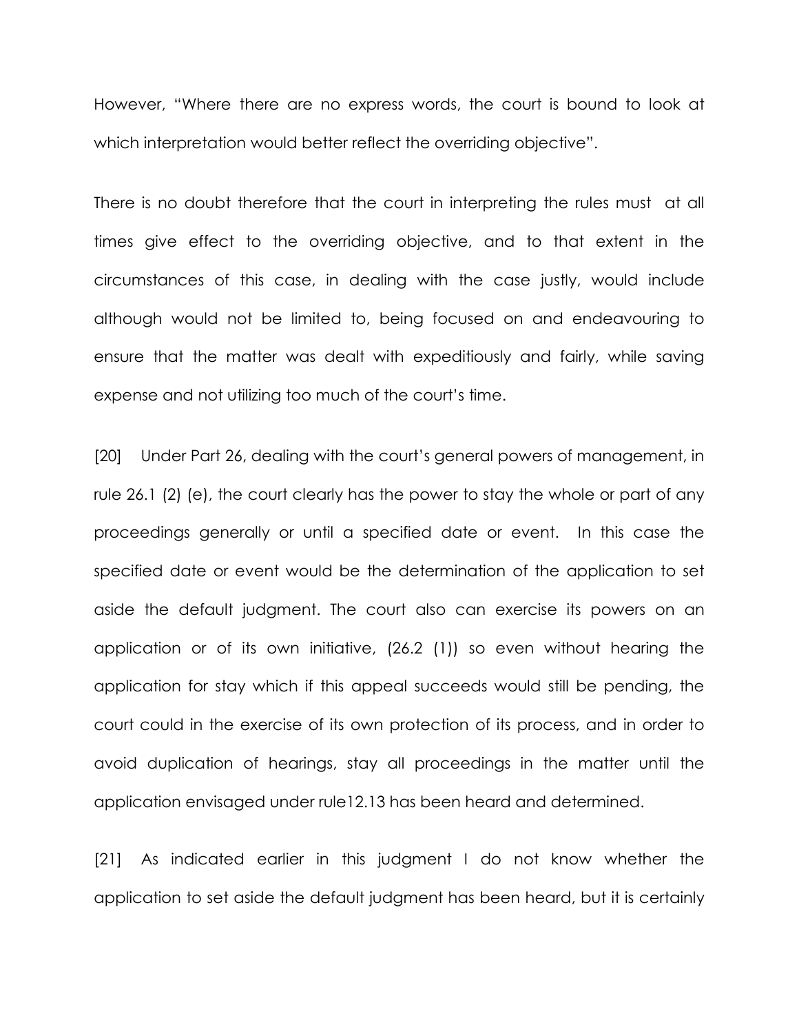However, "Where there are no express words, the court is bound to look at which interpretation would better reflect the overriding objective".

There is no doubt therefore that the court in interpreting the rules must at all times give effect to the overriding objective, and to that extent in the circumstances of this case, in dealing with the case justly, would include although would not be limited to, being focused on and endeavouring to ensure that the matter was dealt with expeditiously and fairly, while saving expense and not utilizing too much of the court's time.

[20] Under Part 26, dealing with the court's general powers of management, in rule 26.1 (2) (e), the court clearly has the power to stay the whole or part of any proceedings generally or until a specified date or event. In this case the specified date or event would be the determination of the application to set aside the default judgment. The court also can exercise its powers on an application or of its own initiative, (26.2 (1)) so even without hearing the application for stay which if this appeal succeeds would still be pending, the court could in the exercise of its own protection of its process, and in order to avoid duplication of hearings, stay all proceedings in the matter until the application envisaged under rule12.13 has been heard and determined.

[21] As indicated earlier in this judgment I do not know whether the application to set aside the default judgment has been heard, but it is certainly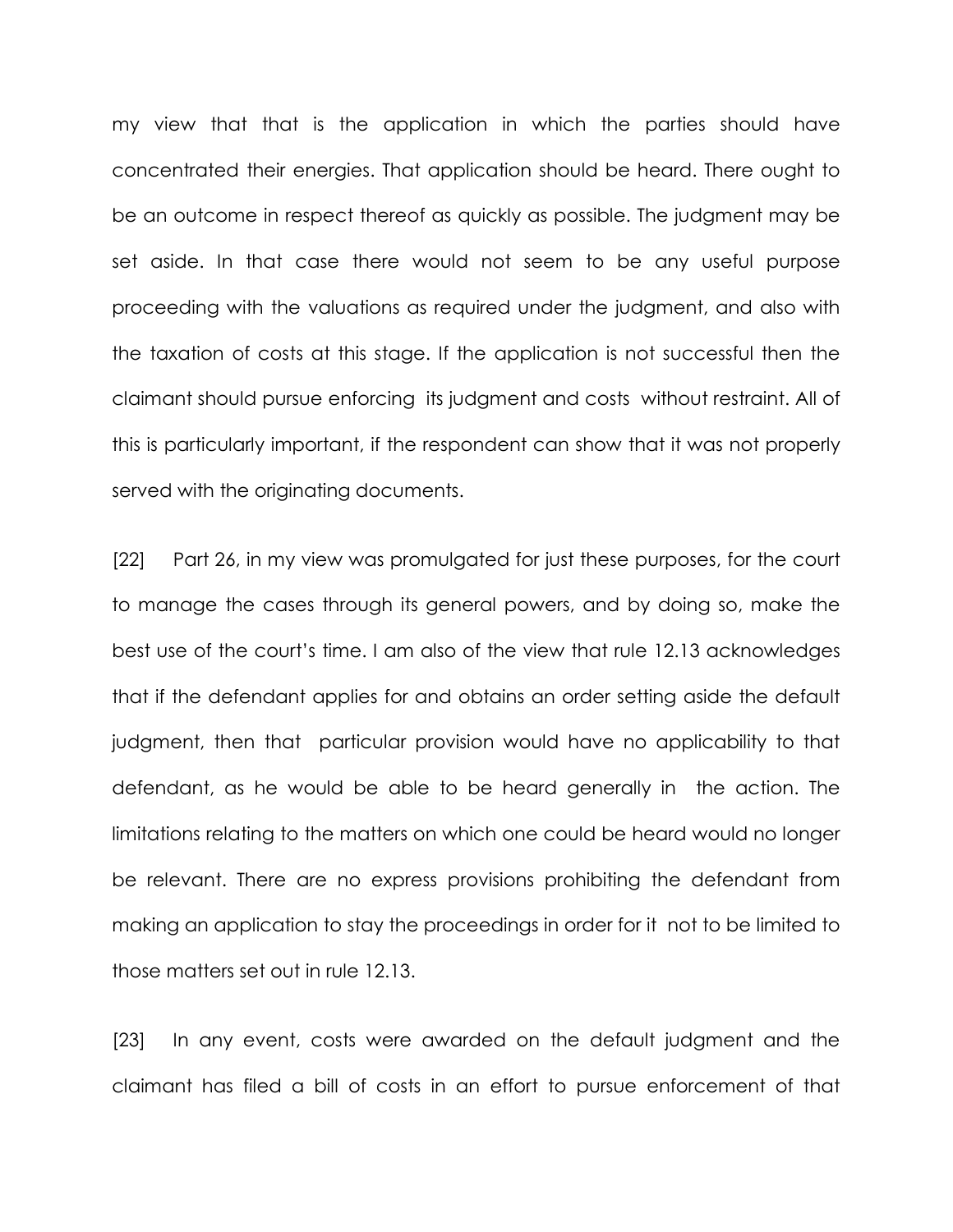my view that that is the application in which the parties should have concentrated their energies. That application should be heard. There ought to be an outcome in respect thereof as quickly as possible. The judgment may be set aside. In that case there would not seem to be any useful purpose proceeding with the valuations as required under the judgment, and also with the taxation of costs at this stage. If the application is not successful then the claimant should pursue enforcing its judgment and costs without restraint. All of this is particularly important, if the respondent can show that it was not properly served with the originating documents.

[22] Part 26, in my view was promulgated for just these purposes, for the court to manage the cases through its general powers, and by doing so, make the best use of the court's time. I am also of the view that rule 12.13 acknowledges that if the defendant applies for and obtains an order setting aside the default judgment, then that particular provision would have no applicability to that defendant, as he would be able to be heard generally in the action. The limitations relating to the matters on which one could be heard would no longer be relevant. There are no express provisions prohibiting the defendant from making an application to stay the proceedings in order for it not to be limited to those matters set out in rule 12.13.

[23] In any event, costs were awarded on the default judgment and the claimant has filed a bill of costs in an effort to pursue enforcement of that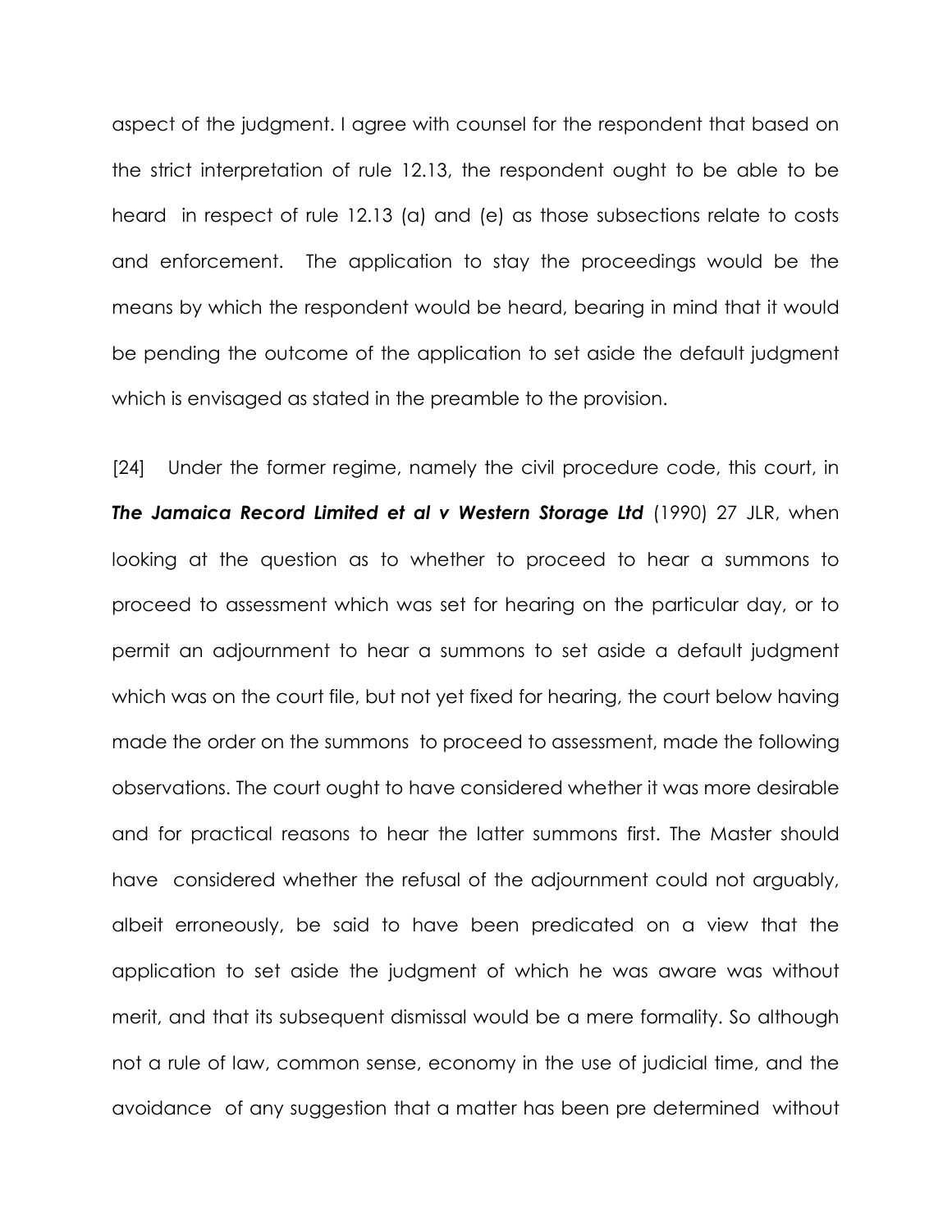aspect of the judgment. I agree with counsel for the respondent that based on the strict interpretation of rule 12.13, the respondent ought to be able to be heard in respect of rule 12.13 (a) and (e) as those subsections relate to costs and enforcement. The application to stay the proceedings would be the means by which the respondent would be heard, bearing in mind that it would be pending the outcome of the application to set aside the default judgment which is envisaged as stated in the preamble to the provision.

[24] Under the former regime, namely the civil procedure code, this court, in ***The Jamaica Record Limited et al v Western Storage Ltd*** (1990) 27 JLR, when looking at the question as to whether to proceed to hear a summons to proceed to assessment which was set for hearing on the particular day, or to permit an adjournment to hear a summons to set aside a default judgment which was on the court file, but not yet fixed for hearing, the court below having made the order on the summons to proceed to assessment, made the following observations. The court ought to have considered whether it was more desirable and for practical reasons to hear the latter summons first. The Master should have considered whether the refusal of the adjournment could not arguably, albeit erroneously, be said to have been predicated on a view that the application to set aside the judgment of which he was aware was without merit, and that its subsequent dismissal would be a mere formality. So although not a rule of law, common sense, economy in the use of judicial time, and the avoidance of any suggestion that a matter has been pre determined without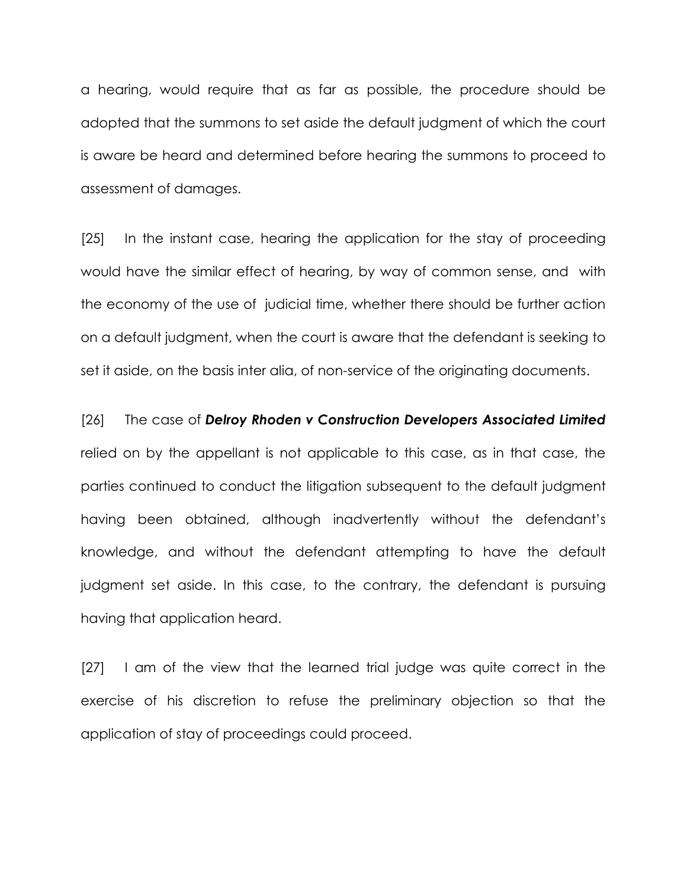a hearing, would require that as far as possible, the procedure should be adopted that the summons to set aside the default judgment of which the court is aware be heard and determined before hearing the summons to proceed to assessment of damages.

[25] In the instant case, hearing the application for the stay of proceeding would have the similar effect of hearing, by way of common sense, and with the economy of the use of judicial time, whether there should be further action on a default judgment, when the court is aware that the defendant is seeking to set it aside, on the basis inter alia, of non-service of the originating documents.

[26] The case of ***Delroy Rhoden v Construction Developers Associated Limited*** relied on by the appellant is not applicable to this case, as in that case, the parties continued to conduct the litigation subsequent to the default judgment having been obtained, although inadvertently without the defendant's knowledge, and without the defendant attempting to have the default judgment set aside. In this case, to the contrary, the defendant is pursuing having that application heard.

[27] I am of the view that the learned trial judge was quite correct in the exercise of his discretion to refuse the preliminary objection so that the application of stay of proceedings could proceed.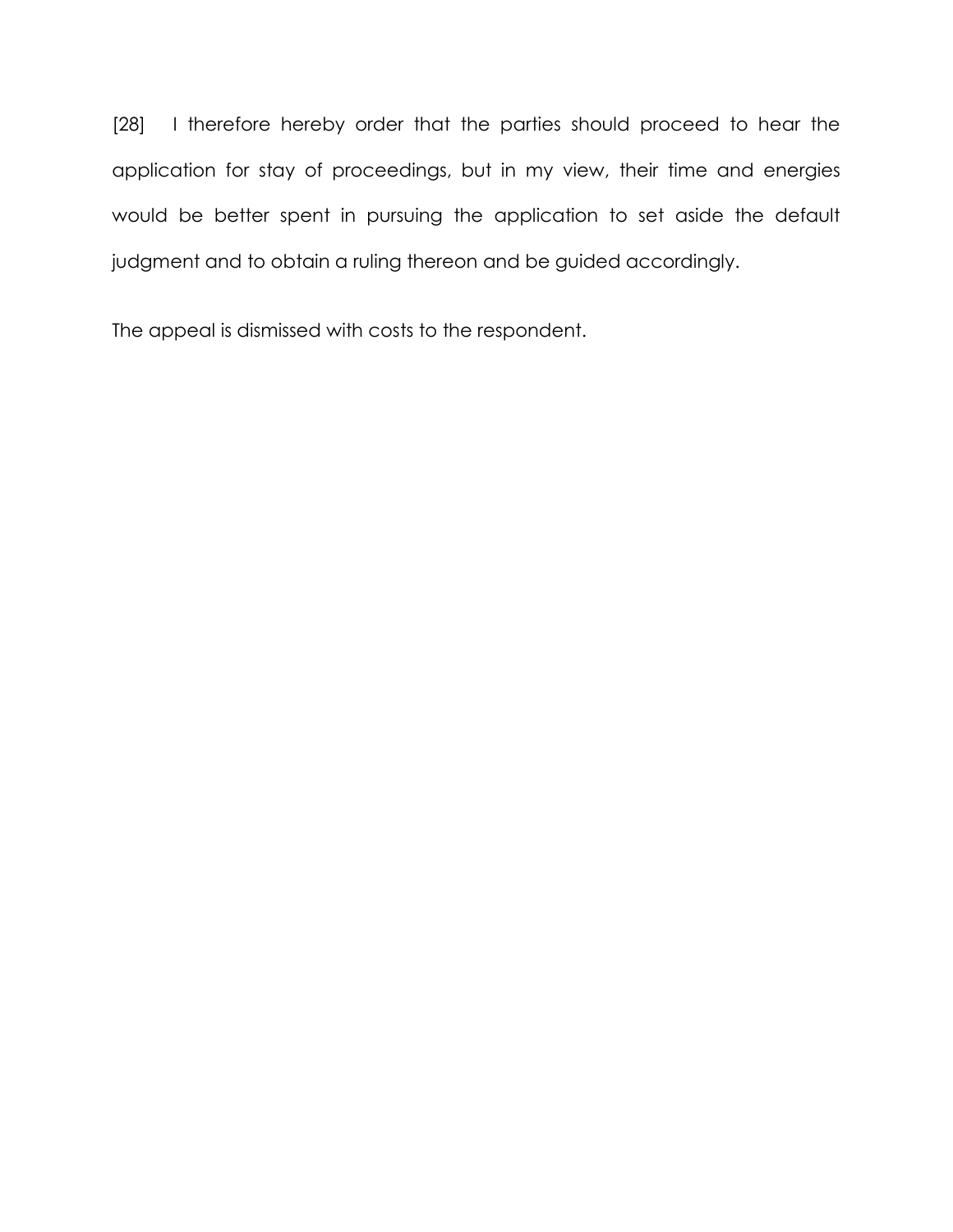[28] I therefore hereby order that the parties should proceed to hear the application for stay of proceedings, but in my view, their time and energies would be better spent in pursuing the application to set aside the default judgment and to obtain a ruling thereon and be guided accordingly.

The appeal is dismissed with costs to the respondent.